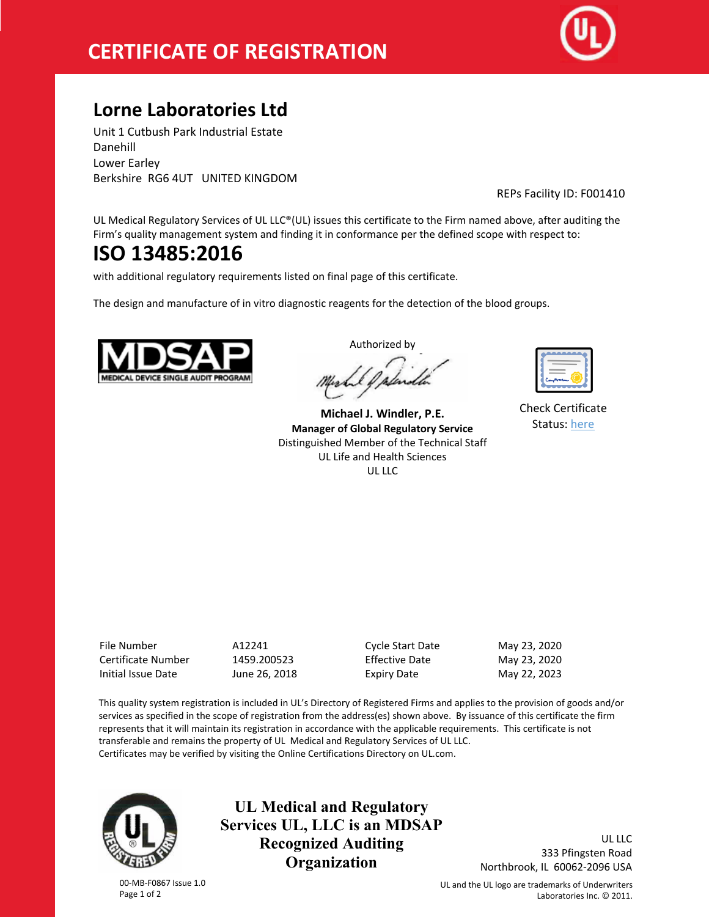# CERTIFICATE OF REGISTRATION

## Lorne Laboratories Ltd

Unit 1 Cutbush Park Industrial Estate
Danehill
Lower Earley
Berkshire RG6 4UT UNITED KINGDOM

REPs Facility ID: F001410

UL Medical Regulatory Services of UL LLC®(UL) issues this certificate to the Firm named above, after auditing the Firm's quality management system and finding it in conformance per the defined scope with respect to:

# ISO 13485:2016

with additional regulatory requirements listed on final page of this certificate.

The design and manufacture of in vitro diagnostic reagents for the detection of the blood groups.

MDSAP
MEDICAL DEVICE SINGLE AUDIT PROGRAM

Authorized by

**Michael J. Windler, P.E.**
**Manager of Global Regulatory Service**
Distinguished Member of the Technical Staff
UL Life and Health Sciences
UL LLC

Check Certificate Status: here

| | | | |
|---|---|---|---|
| File Number | A12241 | Cycle Start Date | May 23, 2020 |
| Certificate Number | 1459.200523 | Effective Date | May 23, 2020 |
| Initial Issue Date | June 26, 2018 | Expiry Date | May 22, 2023 |

This quality system registration is included in UL's Directory of Registered Firms and applies to the provision of goods and/or services as specified in the scope of registration from the address(es) shown above. By issuance of this certificate the firm represents that it will maintain its registration in accordance with the applicable requirements. This certificate is not transferable and remains the property of UL Medical and Regulatory Services of UL LLC.
Certificates may be verified by visiting the Online Certifications Directory on UL.com.

**UL Medical and Regulatory Services UL, LLC is an MDSAP Recognized Auditing Organization**

UL LLC
333 Pfingsten Road
Northbrook, IL 60062-2096 USA

00-MB-F0867 Issue 1.0

UL and the UL logo are trademarks of Underwriters Laboratories Inc. © 2011.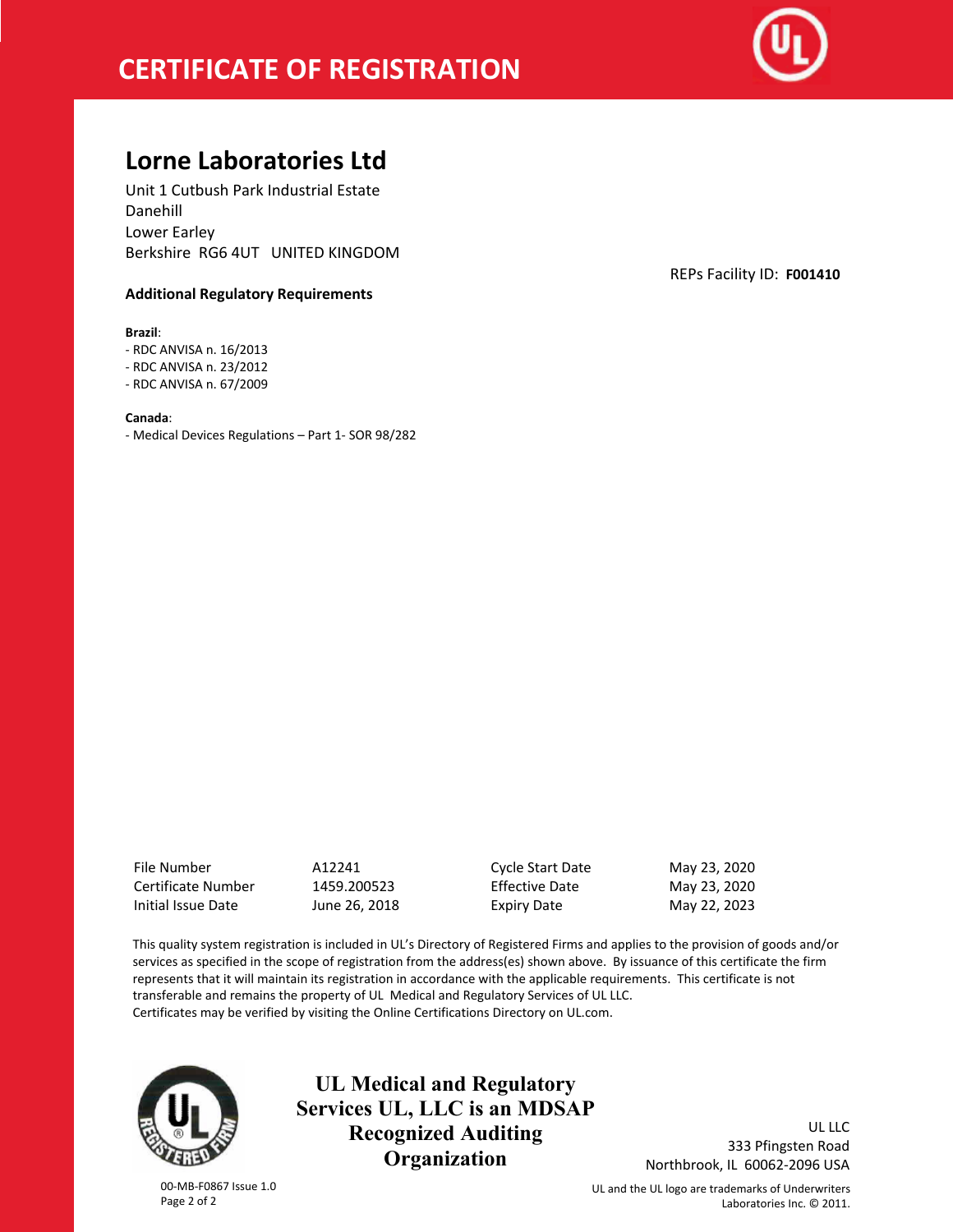# CERTIFICATE OF REGISTRATION

## Lorne Laboratories Ltd

Unit 1 Cutbush Park Industrial Estate
Danehill
Lower Earley
Berkshire RG6 4UT UNITED KINGDOM

REPs Facility ID: **F001410**

### Additional Regulatory Requirements

**Brazil**:
- RDC ANVISA n. 16/2013
- RDC ANVISA n. 23/2012
- RDC ANVISA n. 67/2009

**Canada**:
- Medical Devices Regulations – Part 1- SOR 98/282

| | | | |
|---|---|---|---|
| File Number | A12241 | Cycle Start Date | May 23, 2020 |
| Certificate Number | 1459.200523 | Effective Date | May 23, 2020 |
| Initial Issue Date | June 26, 2018 | Expiry Date | May 22, 2023 |

This quality system registration is included in UL's Directory of Registered Firms and applies to the provision of goods and/or services as specified in the scope of registration from the address(es) shown above. By issuance of this certificate the firm represents that it will maintain its registration in accordance with the applicable requirements. This certificate is not transferable and remains the property of UL Medical and Regulatory Services of UL LLC.
Certificates may be verified by visiting the Online Certifications Directory on UL.com.

**UL Medical and Regulatory Services UL, LLC is an MDSAP Recognized Auditing Organization**

UL LLC
333 Pfingsten Road
Northbrook, IL 60062-2096 USA

00-MB-F0867 Issue 1.0

UL and the UL logo are trademarks of Underwriters Laboratories Inc. © 2011.